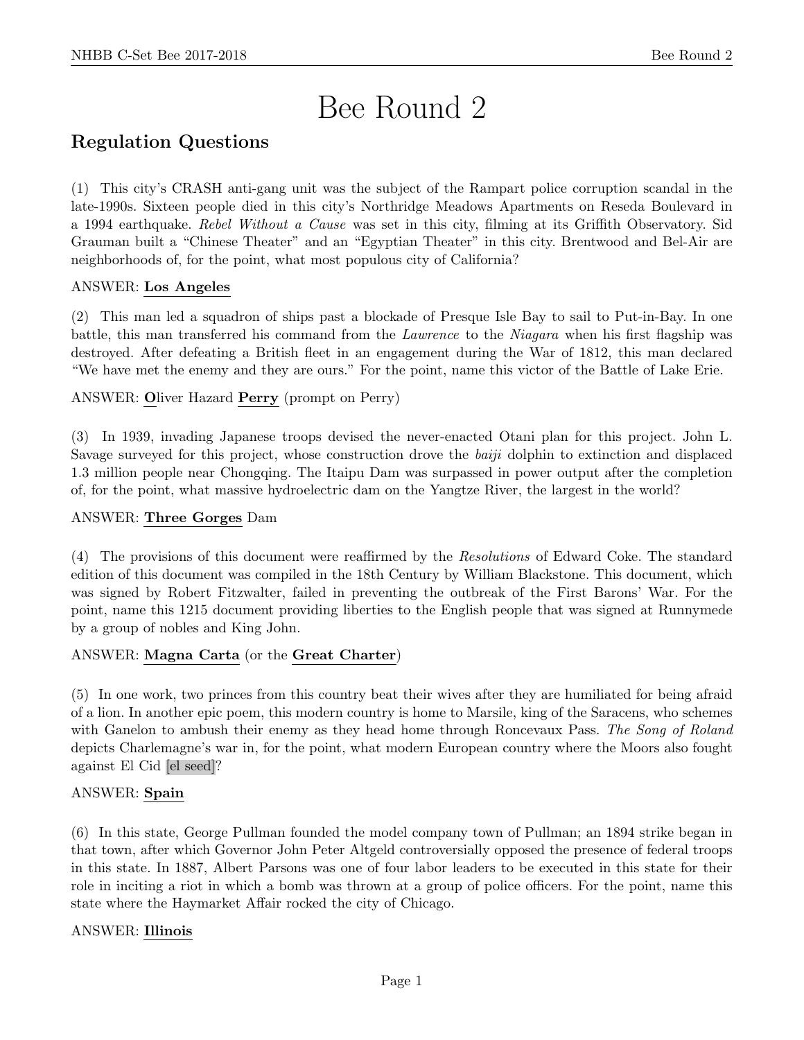# Bee Round 2

## Regulation Questions

(1) This city's CRASH anti-gang unit was the subject of the Rampart police corruption scandal in the late-1990s. Sixteen people died in this city's Northridge Meadows Apartments on Reseda Boulevard in a 1994 earthquake. *Rebel Without a Cause* was set in this city, filming at its Griffith Observatory. Sid Grauman built a "Chinese Theater" and an "Egyptian Theater" in this city. Brentwood and Bel-Air are neighborhoods of, for the point, what most populous city of California?

ANSWER: **Los Angeles**

(2) This man led a squadron of ships past a blockade of Presque Isle Bay to sail to Put-in-Bay. In one battle, this man transferred his command from the *Lawrence* to the *Niagara* when his first flagship was destroyed. After defeating a British fleet in an engagement during the War of 1812, this man declared "We have met the enemy and they are ours." For the point, name this victor of the Battle of Lake Erie.

ANSWER: **O**liver Hazard **Perry** (prompt on Perry)

(3) In 1939, invading Japanese troops devised the never-enacted Otani plan for this project. John L. Savage surveyed for this project, whose construction drove the *baiji* dolphin to extinction and displaced 1.3 million people near Chongqing. The Itaipu Dam was surpassed in power output after the completion of, for the point, what massive hydroelectric dam on the Yangtze River, the largest in the world?

ANSWER: **Three Gorges** Dam

(4) The provisions of this document were reaffirmed by the *Resolutions* of Edward Coke. The standard edition of this document was compiled in the 18th Century by William Blackstone. This document, which was signed by Robert Fitzwalter, failed in preventing the outbreak of the First Barons' War. For the point, name this 1215 document providing liberties to the English people that was signed at Runnymede by a group of nobles and King John.

ANSWER: **Magna Carta** (or the **Great Charter**)

(5) In one work, two princes from this country beat their wives after they are humiliated for being afraid of a lion. In another epic poem, this modern country is home to Marsile, king of the Saracens, who schemes with Ganelon to ambush their enemy as they head home through Roncevaux Pass. *The Song of Roland* depicts Charlemagne's war in, for the point, what modern European country where the Moors also fought against El Cid [el seed]?

ANSWER: **Spain**

(6) In this state, George Pullman founded the model company town of Pullman; an 1894 strike began in that town, after which Governor John Peter Altgeld controversially opposed the presence of federal troops in this state. In 1887, Albert Parsons was one of four labor leaders to be executed in this state for their role in inciting a riot in which a bomb was thrown at a group of police officers. For the point, name this state where the Haymarket Affair rocked the city of Chicago.

ANSWER: **Illinois**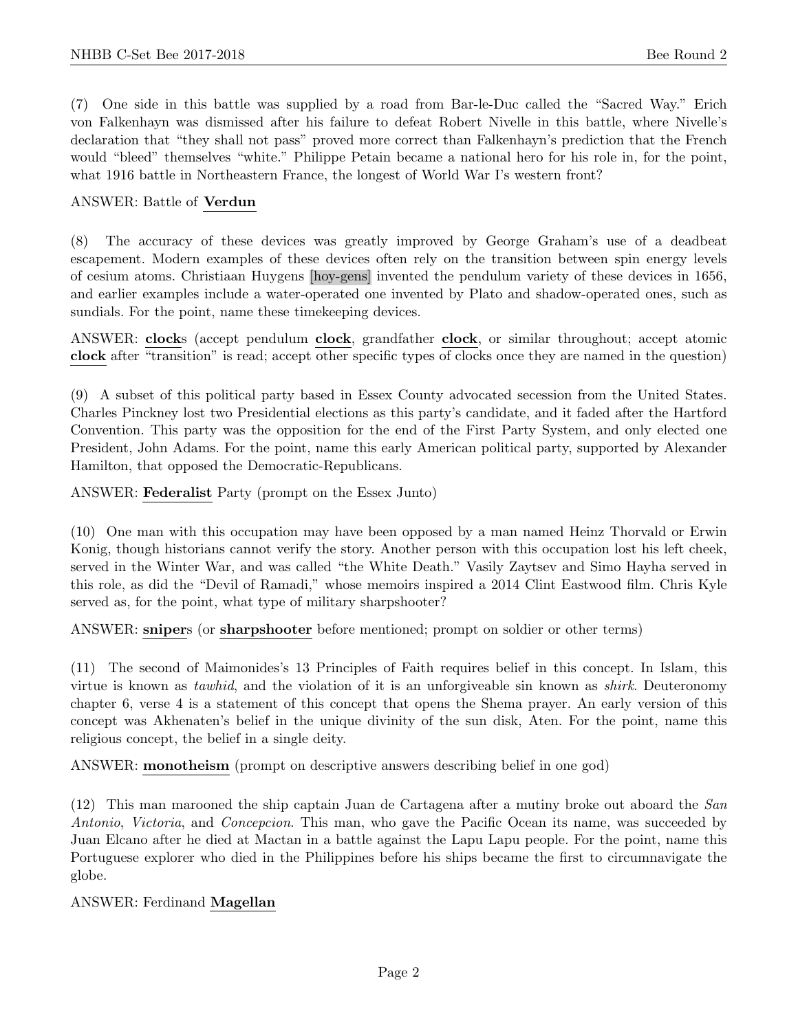(7) One side in this battle was supplied by a road from Bar-le-Duc called the "Sacred Way." Erich von Falkenhayn was dismissed after his failure to defeat Robert Nivelle in this battle, where Nivelle's declaration that "they shall not pass" proved more correct than Falkenhayn's prediction that the French would "bleed" themselves "white." Philippe Petain became a national hero for his role in, for the point, what 1916 battle in Northeastern France, the longest of World War I's western front?

ANSWER: Battle of **Verdun**

(8) The accuracy of these devices was greatly improved by George Graham's use of a deadbeat escapement. Modern examples of these devices often rely on the transition between spin energy levels of cesium atoms. Christiaan Huygens [hoy-gens] invented the pendulum variety of these devices in 1656, and earlier examples include a water-operated one invented by Plato and shadow-operated ones, such as sundials. For the point, name these timekeeping devices.

ANSWER: **clock**s (accept pendulum **clock**, grandfather **clock**, or similar throughout; accept atomic **clock** after "transition" is read; accept other specific types of clocks once they are named in the question)

(9) A subset of this political party based in Essex County advocated secession from the United States. Charles Pinckney lost two Presidential elections as this party's candidate, and it faded after the Hartford Convention. This party was the opposition for the end of the First Party System, and only elected one President, John Adams. For the point, name this early American political party, supported by Alexander Hamilton, that opposed the Democratic-Republicans.

ANSWER: **Federalist** Party (prompt on the Essex Junto)

(10) One man with this occupation may have been opposed by a man named Heinz Thorvald or Erwin Konig, though historians cannot verify the story. Another person with this occupation lost his left cheek, served in the Winter War, and was called "the White Death." Vasily Zaytsev and Simo Hayha served in this role, as did the "Devil of Ramadi," whose memoirs inspired a 2014 Clint Eastwood film. Chris Kyle served as, for the point, what type of military sharpshooter?

ANSWER: **sniper**s (or **sharpshooter** before mentioned; prompt on soldier or other terms)

(11) The second of Maimonides's 13 Principles of Faith requires belief in this concept. In Islam, this virtue is known as *tawhid*, and the violation of it is an unforgiveable sin known as *shirk*. Deuteronomy chapter 6, verse 4 is a statement of this concept that opens the Shema prayer. An early version of this concept was Akhenaten's belief in the unique divinity of the sun disk, Aten. For the point, name this religious concept, the belief in a single deity.

ANSWER: **monotheism** (prompt on descriptive answers describing belief in one god)

(12) This man marooned the ship captain Juan de Cartagena after a mutiny broke out aboard the *San Antonio*, *Victoria*, and *Concepcion*. This man, who gave the Pacific Ocean its name, was succeeded by Juan Elcano after he died at Mactan in a battle against the Lapu Lapu people. For the point, name this Portuguese explorer who died in the Philippines before his ships became the first to circumnavigate the globe.

ANSWER: Ferdinand **Magellan**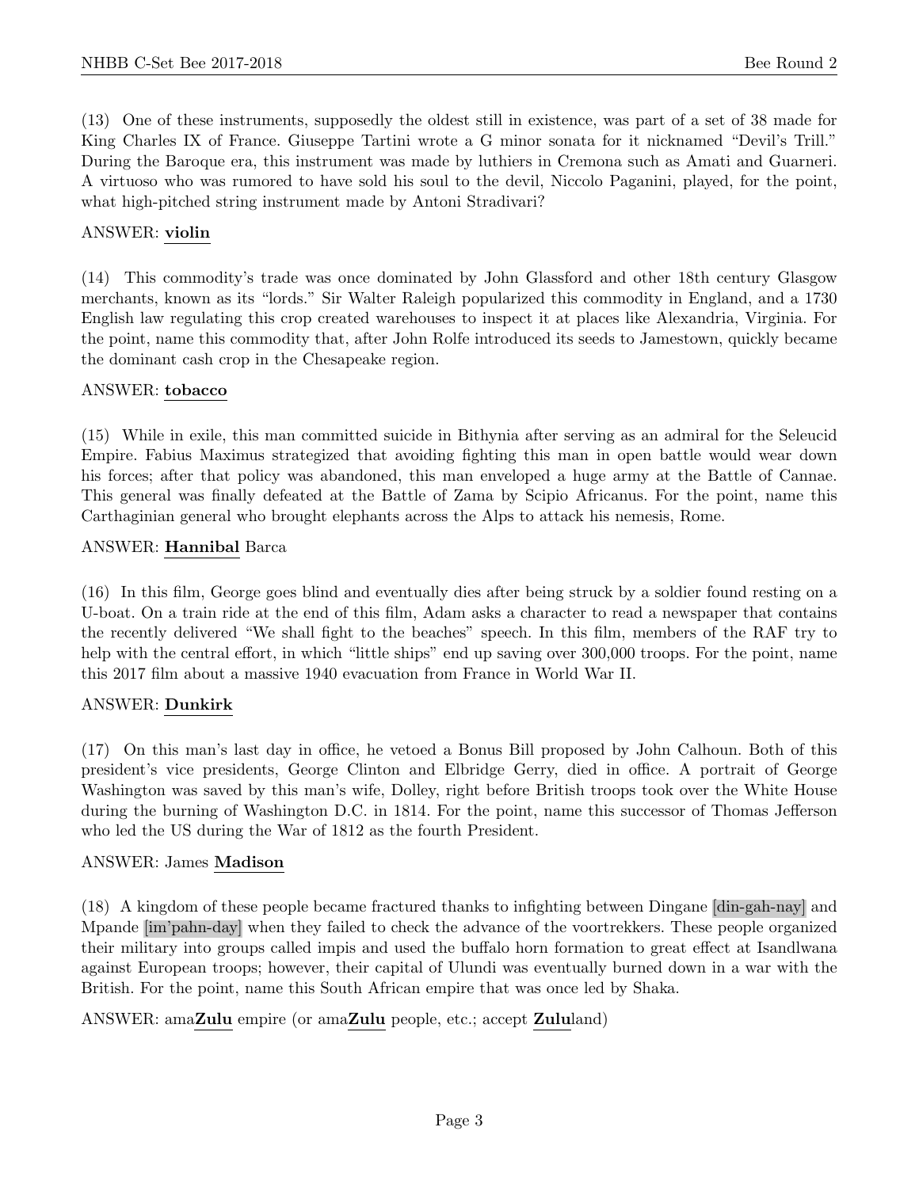(13) One of these instruments, supposedly the oldest still in existence, was part of a set of 38 made for King Charles IX of France. Giuseppe Tartini wrote a G minor sonata for it nicknamed "Devil's Trill." During the Baroque era, this instrument was made by luthiers in Cremona such as Amati and Guarneri. A virtuoso who was rumored to have sold his soul to the devil, Niccolo Paganini, played, for the point, what high-pitched string instrument made by Antoni Stradivari?

ANSWER: **violin**

(14) This commodity's trade was once dominated by John Glassford and other 18th century Glasgow merchants, known as its "lords." Sir Walter Raleigh popularized this commodity in England, and a 1730 English law regulating this crop created warehouses to inspect it at places like Alexandria, Virginia. For the point, name this commodity that, after John Rolfe introduced its seeds to Jamestown, quickly became the dominant cash crop in the Chesapeake region.

ANSWER: **tobacco**

(15) While in exile, this man committed suicide in Bithynia after serving as an admiral for the Seleucid Empire. Fabius Maximus strategized that avoiding fighting this man in open battle would wear down his forces; after that policy was abandoned, this man enveloped a huge army at the Battle of Cannae. This general was finally defeated at the Battle of Zama by Scipio Africanus. For the point, name this Carthaginian general who brought elephants across the Alps to attack his nemesis, Rome.

ANSWER: **Hannibal** Barca

(16) In this film, George goes blind and eventually dies after being struck by a soldier found resting on a U-boat. On a train ride at the end of this film, Adam asks a character to read a newspaper that contains the recently delivered "We shall fight to the beaches" speech. In this film, members of the RAF try to help with the central effort, in which "little ships" end up saving over 300,000 troops. For the point, name this 2017 film about a massive 1940 evacuation from France in World War II.

ANSWER: **Dunkirk**

(17) On this man's last day in office, he vetoed a Bonus Bill proposed by John Calhoun. Both of this president's vice presidents, George Clinton and Elbridge Gerry, died in office. A portrait of George Washington was saved by this man's wife, Dolley, right before British troops took over the White House during the burning of Washington D.C. in 1814. For the point, name this successor of Thomas Jefferson who led the US during the War of 1812 as the fourth President.

ANSWER: James **Madison**

(18) A kingdom of these people became fractured thanks to infighting between Dingane [din-gah-nay] and Mpande [im'pahn-day] when they failed to check the advance of the voortrekkers. These people organized their military into groups called impis and used the buffalo horn formation to great effect at Isandlwana against European troops; however, their capital of Ulundi was eventually burned down in a war with the British. For the point, name this South African empire that was once led by Shaka.

ANSWER: ama**Zulu** empire (or ama**Zulu** people, etc.; accept **Zulu**land)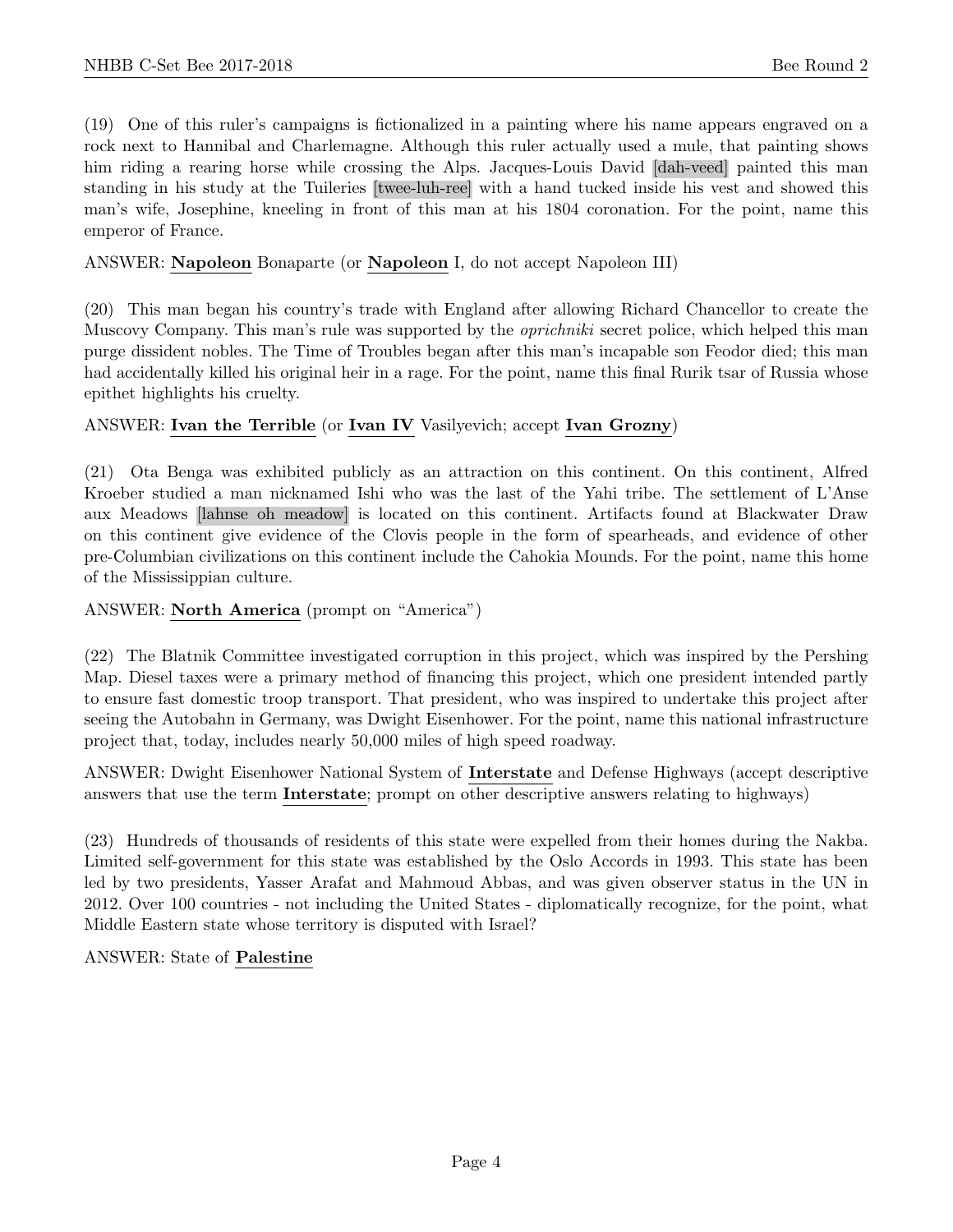(19) One of this ruler's campaigns is fictionalized in a painting where his name appears engraved on a rock next to Hannibal and Charlemagne. Although this ruler actually used a mule, that painting shows him riding a rearing horse while crossing the Alps. Jacques-Louis David [dah-veed] painted this man standing in his study at the Tuileries [twee-luh-ree] with a hand tucked inside his vest and showed this man's wife, Josephine, kneeling in front of this man at his 1804 coronation. For the point, name this emperor of France.

ANSWER: **Napoleon** Bonaparte (or **Napoleon** I, do not accept Napoleon III)

(20) This man began his country's trade with England after allowing Richard Chancellor to create the Muscovy Company. This man's rule was supported by the *oprichniki* secret police, which helped this man purge dissident nobles. The Time of Troubles began after this man's incapable son Feodor died; this man had accidentally killed his original heir in a rage. For the point, name this final Rurik tsar of Russia whose epithet highlights his cruelty.

ANSWER: **Ivan the Terrible** (or **Ivan IV** Vasilyevich; accept **Ivan Grozny**)

(21) Ota Benga was exhibited publicly as an attraction on this continent. On this continent, Alfred Kroeber studied a man nicknamed Ishi who was the last of the Yahi tribe. The settlement of L'Anse aux Meadows [lahnse oh meadow] is located on this continent. Artifacts found at Blackwater Draw on this continent give evidence of the Clovis people in the form of spearheads, and evidence of other pre-Columbian civilizations on this continent include the Cahokia Mounds. For the point, name this home of the Mississippian culture.

ANSWER: **North America** (prompt on "America")

(22) The Blatnik Committee investigated corruption in this project, which was inspired by the Pershing Map. Diesel taxes were a primary method of financing this project, which one president intended partly to ensure fast domestic troop transport. That president, who was inspired to undertake this project after seeing the Autobahn in Germany, was Dwight Eisenhower. For the point, name this national infrastructure project that, today, includes nearly 50,000 miles of high speed roadway.

ANSWER: Dwight Eisenhower National System of **Interstate** and Defense Highways (accept descriptive answers that use the term **Interstate**; prompt on other descriptive answers relating to highways)

(23) Hundreds of thousands of residents of this state were expelled from their homes during the Nakba. Limited self-government for this state was established by the Oslo Accords in 1993. This state has been led by two presidents, Yasser Arafat and Mahmoud Abbas, and was given observer status in the UN in 2012. Over 100 countries - not including the United States - diplomatically recognize, for the point, what Middle Eastern state whose territory is disputed with Israel?

ANSWER: State of **Palestine**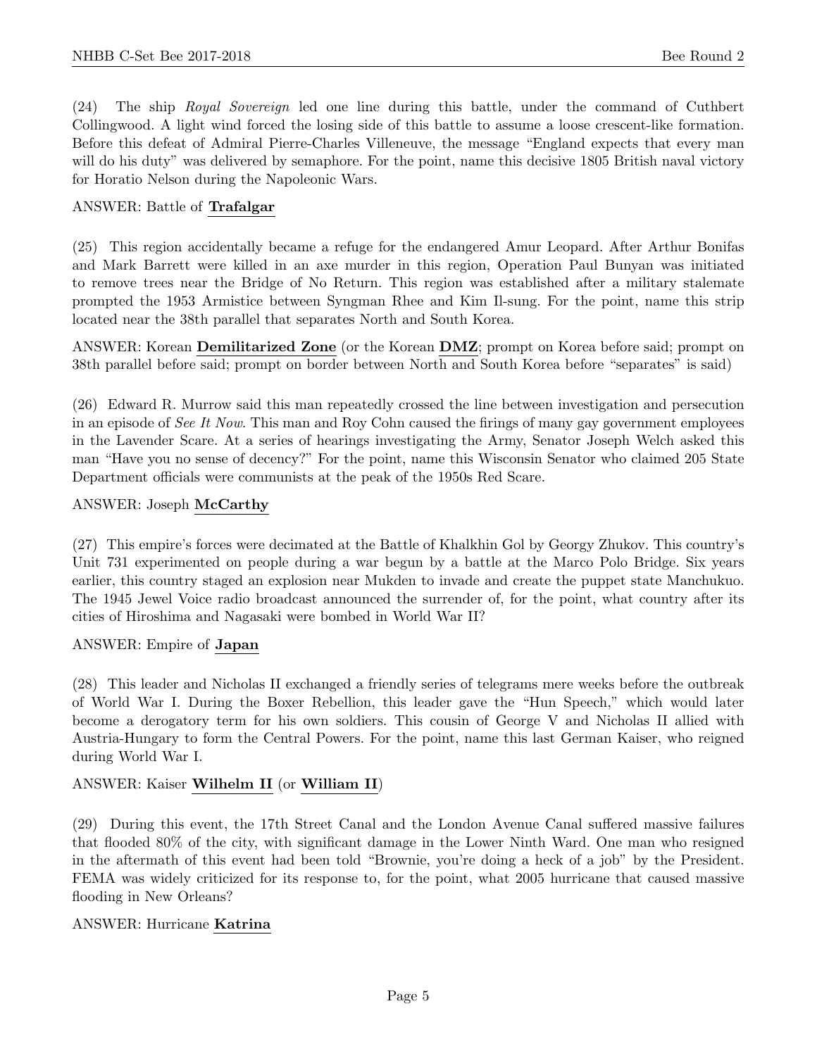(24) The ship *Royal Sovereign* led one line during this battle, under the command of Cuthbert Collingwood. A light wind forced the losing side of this battle to assume a loose crescent-like formation. Before this defeat of Admiral Pierre-Charles Villeneuve, the message "England expects that every man will do his duty" was delivered by semaphore. For the point, name this decisive 1805 British naval victory for Horatio Nelson during the Napoleonic Wars.

ANSWER: Battle of **Trafalgar**

(25) This region accidentally became a refuge for the endangered Amur Leopard. After Arthur Bonifas and Mark Barrett were killed in an axe murder in this region, Operation Paul Bunyan was initiated to remove trees near the Bridge of No Return. This region was established after a military stalemate prompted the 1953 Armistice between Syngman Rhee and Kim Il-sung. For the point, name this strip located near the 38th parallel that separates North and South Korea.

ANSWER: Korean **Demilitarized Zone** (or the Korean **DMZ**; prompt on Korea before said; prompt on 38th parallel before said; prompt on border between North and South Korea before "separates" is said)

(26) Edward R. Murrow said this man repeatedly crossed the line between investigation and persecution in an episode of *See It Now*. This man and Roy Cohn caused the firings of many gay government employees in the Lavender Scare. At a series of hearings investigating the Army, Senator Joseph Welch asked this man "Have you no sense of decency?" For the point, name this Wisconsin Senator who claimed 205 State Department officials were communists at the peak of the 1950s Red Scare.

ANSWER: Joseph **McCarthy**

(27) This empire's forces were decimated at the Battle of Khalkhin Gol by Georgy Zhukov. This country's Unit 731 experimented on people during a war begun by a battle at the Marco Polo Bridge. Six years earlier, this country staged an explosion near Mukden to invade and create the puppet state Manchukuo. The 1945 Jewel Voice radio broadcast announced the surrender of, for the point, what country after its cities of Hiroshima and Nagasaki were bombed in World War II?

ANSWER: Empire of **Japan**

(28) This leader and Nicholas II exchanged a friendly series of telegrams mere weeks before the outbreak of World War I. During the Boxer Rebellion, this leader gave the "Hun Speech," which would later become a derogatory term for his own soldiers. This cousin of George V and Nicholas II allied with Austria-Hungary to form the Central Powers. For the point, name this last German Kaiser, who reigned during World War I.

ANSWER: Kaiser **Wilhelm II** (or **William II**)

(29) During this event, the 17th Street Canal and the London Avenue Canal suffered massive failures that flooded 80% of the city, with significant damage in the Lower Ninth Ward. One man who resigned in the aftermath of this event had been told "Brownie, you're doing a heck of a job" by the President. FEMA was widely criticized for its response to, for the point, what 2005 hurricane that caused massive flooding in New Orleans?

ANSWER: Hurricane **Katrina**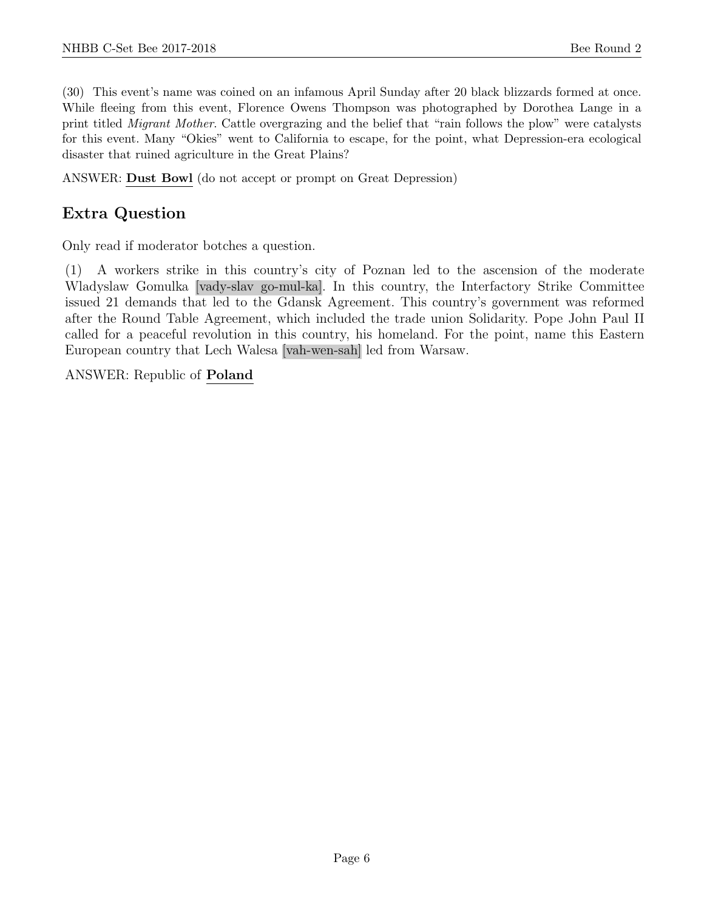(30) This event's name was coined on an infamous April Sunday after 20 black blizzards formed at once. While fleeing from this event, Florence Owens Thompson was photographed by Dorothea Lange in a print titled *Migrant Mother*. Cattle overgrazing and the belief that "rain follows the plow" were catalysts for this event. Many "Okies" went to California to escape, for the point, what Depression-era ecological disaster that ruined agriculture in the Great Plains?

ANSWER: **Dust Bowl** (do not accept or prompt on Great Depression)

## Extra Question

Only read if moderator botches a question.

(1) A workers strike in this country's city of Poznan led to the ascension of the moderate Wladyslaw Gomulka [vady-slav go-mul-ka]. In this country, the Interfactory Strike Committee issued 21 demands that led to the Gdansk Agreement. This country's government was reformed after the Round Table Agreement, which included the trade union Solidarity. Pope John Paul II called for a peaceful revolution in this country, his homeland. For the point, name this Eastern European country that Lech Walesa [vah-wen-sah] led from Warsaw.

ANSWER: Republic of **Poland**